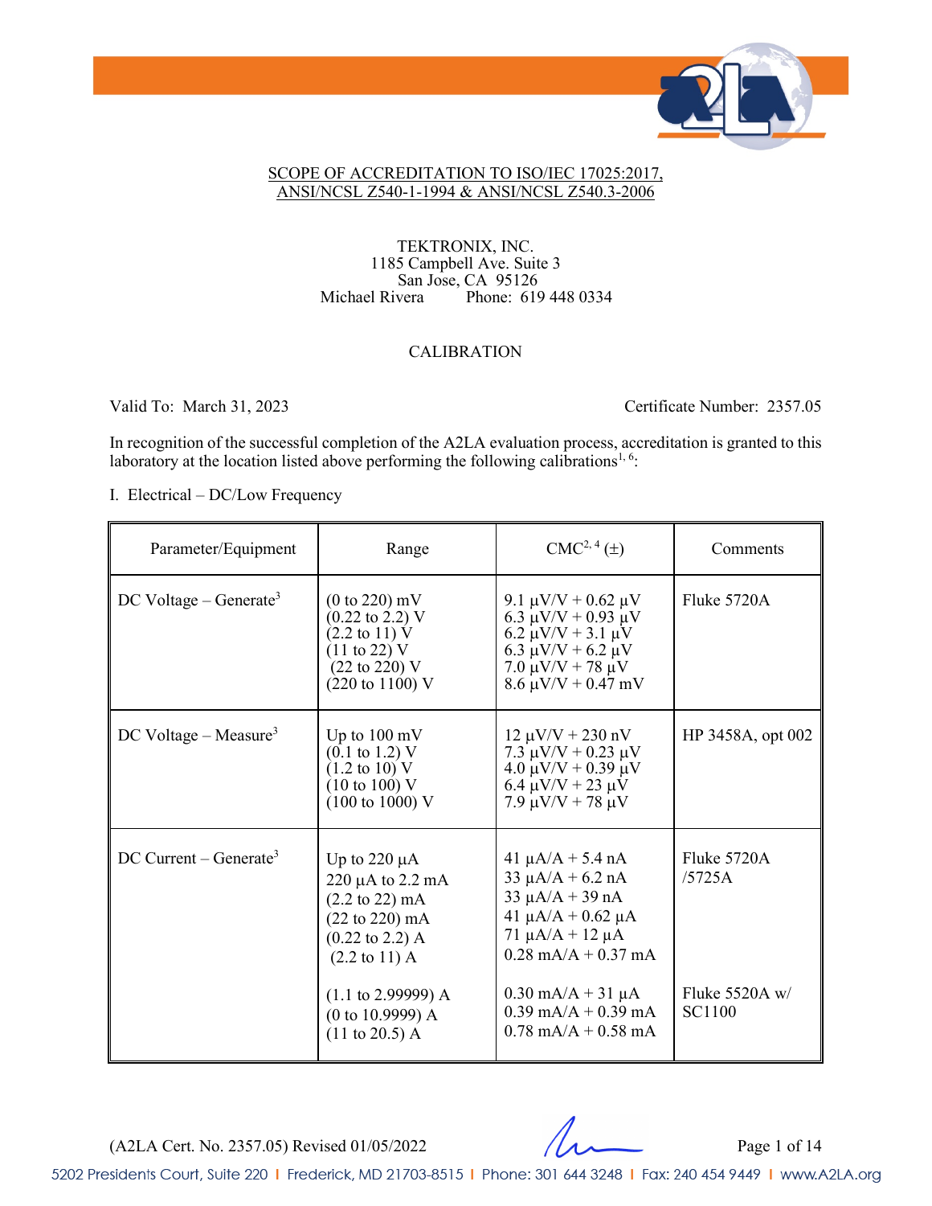SCOPE OF ACCREDITATION TO ISO/IEC 17025:2017, ANSI/NCSL Z540-1-1994 & ANSI/NCSL Z540.3-2006

TEKTRONIX, INC.
1185 Campbell Ave. Suite 3
San Jose, CA 95126
Michael Rivera Phone: 619 448 0334

CALIBRATION

Valid To: March 31, 2023 Certificate Number: 2357.05

In recognition of the successful completion of the A2LA evaluation process, accreditation is granted to this laboratory at the location listed above performing the following calibrations[1, 6]:

I. Electrical – DC/Low Frequency

| Parameter/Equipment | Range | CMC[2, 4] (±) | Comments |
|---|---|---|---|
| DC Voltage – Generate[3] | (0 to 220) mV<br>(0.22 to 2.2) V<br>(2.2 to 11) V<br>(11 to 22) V<br>(22 to 220) V<br>(220 to 1100) V | 9.1 µV/V + 0.62 µV<br>6.3 µV/V + 0.93 µV<br>6.2 µV/V + 3.1 µV<br>6.3 µV/V + 6.2 µV<br>7.0 µV/V + 78 µV<br>8.6 µV/V + 0.47 mV | Fluke 5720A |
| DC Voltage – Measure[3] | Up to 100 mV<br>(0.1 to 1.2) V<br>(1.2 to 10) V<br>(10 to 100) V<br>(100 to 1000) V | 12 µV/V + 230 nV<br>7.3 µV/V + 0.23 µV<br>4.0 µV/V + 0.39 µV<br>6.4 µV/V + 23 µV<br>7.9 µV/V + 78 µV | HP 3458A, opt 002 |
| DC Current – Generate[3] | Up to 220 µA<br>220 µA to 2.2 mA<br>(2.2 to 22) mA<br>(22 to 220) mA<br>(0.22 to 2.2) A<br>(2.2 to 11) A | 41 µA/A + 5.4 nA<br>33 µA/A + 6.2 nA<br>33 µA/A + 39 nA<br>41 µA/A + 0.62 µA<br>71 µA/A + 12 µA<br>0.28 mA/A + 0.37 mA | Fluke 5720A /5725A |
| | (1.1 to 2.99999) A<br>(0 to 10.9999) A<br>(11 to 20.5) A | 0.30 mA/A + 31 µA<br>0.39 mA/A + 0.39 mA<br>0.78 mA/A + 0.58 mA | Fluke 5520A w/ SC1100 |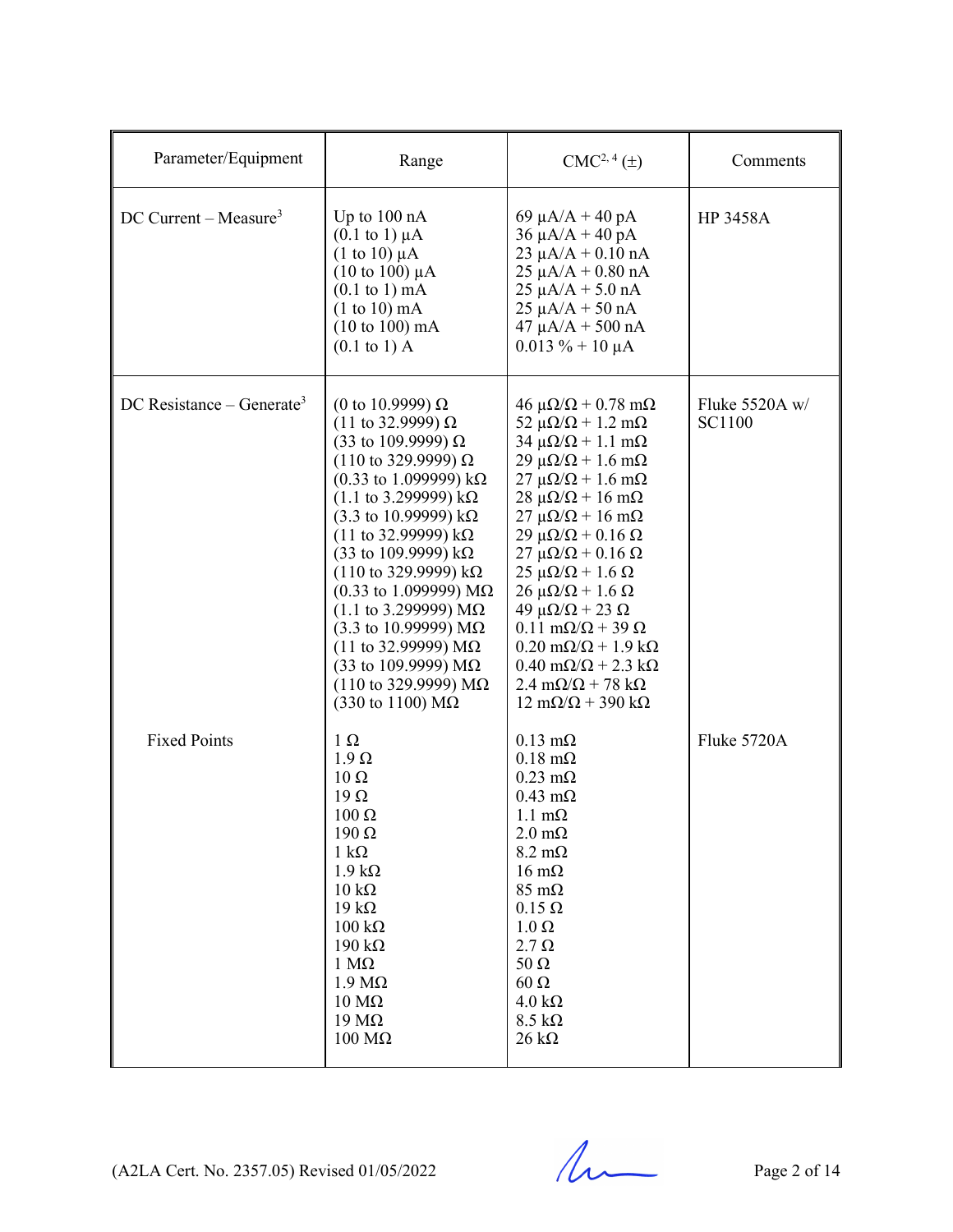| Parameter/Equipment | Range | CMC[2, 4] (±) | Comments |
|---|---|---|---|
| DC Current – Measure[3] | Up to 100 nA<br>(0.1 to 1) µA<br>(1 to 10) µA<br>(10 to 100) µA<br>(0.1 to 1) mA<br>(1 to 10) mA<br>(10 to 100) mA<br>(0.1 to 1) A | 69 µA/A + 40 pA<br>36 µA/A + 40 pA<br>23 µA/A + 0.10 nA<br>25 µA/A + 0.80 nA<br>25 µA/A + 5.0 nA<br>25 µA/A + 50 nA<br>47 µA/A + 500 nA<br>0.013 % + 10 µA | HP 3458A |
| DC Resistance – Generate[3] | (0 to 10.9999) Ω<br>(11 to 32.9999) Ω<br>(33 to 109.9999) Ω<br>(110 to 329.9999) Ω<br>(0.33 to 1.099999) kΩ<br>(1.1 to 3.299999) kΩ<br>(3.3 to 10.99999) kΩ<br>(11 to 32.99999) kΩ<br>(33 to 109.9999) kΩ<br>(110 to 329.9999) kΩ<br>(0.33 to 1.099999) MΩ<br>(1.1 to 3.299999) MΩ<br>(3.3 to 10.99999) MΩ<br>(11 to 32.99999) MΩ<br>(33 to 109.9999) MΩ<br>(110 to 329.9999) MΩ<br>(330 to 1100) MΩ | 46 µΩ/Ω + 0.78 mΩ<br>52 µΩ/Ω + 1.2 mΩ<br>34 µΩ/Ω + 1.1 mΩ<br>29 µΩ/Ω + 1.6 mΩ<br>27 µΩ/Ω + 1.6 mΩ<br>28 µΩ/Ω + 16 mΩ<br>27 µΩ/Ω + 16 mΩ<br>29 µΩ/Ω + 0.16 Ω<br>27 µΩ/Ω + 0.16 Ω<br>25 µΩ/Ω + 1.6 Ω<br>26 µΩ/Ω + 1.6 Ω<br>49 µΩ/Ω + 23 Ω<br>0.11 mΩ/Ω + 39 Ω<br>0.20 mΩ/Ω + 1.9 kΩ<br>0.40 mΩ/Ω + 2.3 kΩ<br>2.4 mΩ/Ω + 78 kΩ<br>12 mΩ/Ω + 390 kΩ | Fluke 5520A w/ SC1100 |
| Fixed Points | 1 Ω<br>1.9 Ω<br>10 Ω<br>19 Ω<br>100 Ω<br>190 Ω<br>1 kΩ<br>1.9 kΩ<br>10 kΩ<br>19 kΩ<br>100 kΩ<br>190 kΩ<br>1 MΩ<br>1.9 MΩ<br>10 MΩ<br>19 MΩ<br>100 MΩ | 0.13 mΩ<br>0.18 mΩ<br>0.23 mΩ<br>0.43 mΩ<br>1.1 mΩ<br>2.0 mΩ<br>8.2 mΩ<br>16 mΩ<br>85 mΩ<br>0.15 Ω<br>1.0 Ω<br>2.7 Ω<br>50 Ω<br>60 Ω<br>4.0 kΩ<br>8.5 kΩ<br>26 kΩ | Fluke 5720A |

(A2LA Cert. No. 2357.05) Revised 01/05/2022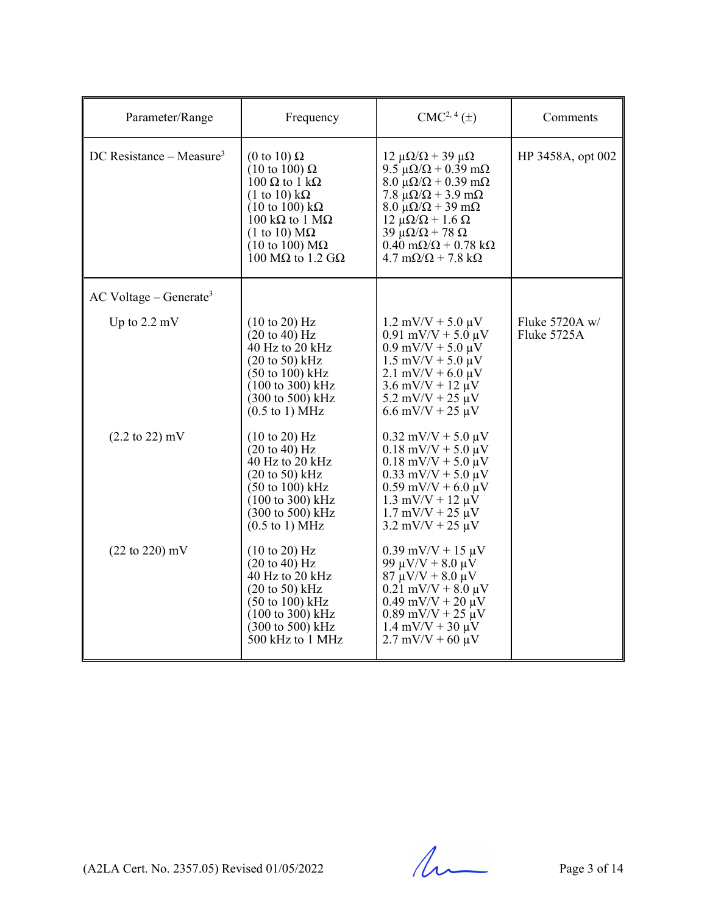| Parameter/Range | Frequency | CMC[2, 4] (±) | Comments |
|---|---|---|---|
| DC Resistance – Measure[3] | (0 to 10) Ω<br>(10 to 100) Ω<br>100 Ω to 1 kΩ<br>(1 to 10) kΩ<br>(10 to 100) kΩ<br>100 kΩ to 1 MΩ<br>(1 to 10) MΩ<br>(10 to 100) MΩ<br>100 MΩ to 1.2 GΩ | 12 µΩ/Ω + 39 µΩ<br>9.5 µΩ/Ω + 0.39 mΩ<br>8.0 µΩ/Ω + 0.39 mΩ<br>7.8 µΩ/Ω + 3.9 mΩ<br>8.0 µΩ/Ω + 39 mΩ<br>12 µΩ/Ω + 1.6 Ω<br>39 µΩ/Ω + 78 Ω<br>0.40 mΩ/Ω + 0.78 kΩ<br>4.7 mΩ/Ω + 7.8 kΩ | HP 3458A, opt 002 |
| AC Voltage – Generate[3] | | | |
| Up to 2.2 mV | (10 to 20) Hz<br>(20 to 40) Hz<br>40 Hz to 20 kHz<br>(20 to 50) kHz<br>(50 to 100) kHz<br>(100 to 300) kHz<br>(300 to 500) kHz<br>(0.5 to 1) MHz | 1.2 mV/V + 5.0 µV<br>0.91 mV/V + 5.0 µV<br>0.9 mV/V + 5.0 µV<br>1.5 mV/V + 5.0 µV<br>2.1 mV/V + 6.0 µV<br>3.6 mV/V + 12 µV<br>5.2 mV/V + 25 µV<br>6.6 mV/V + 25 µV | Fluke 5720A w/ Fluke 5725A |
| (2.2 to 22) mV | (10 to 20) Hz<br>(20 to 40) Hz<br>40 Hz to 20 kHz<br>(20 to 50) kHz<br>(50 to 100) kHz<br>(100 to 300) kHz<br>(300 to 500) kHz<br>(0.5 to 1) MHz | 0.32 mV/V + 5.0 µV<br>0.18 mV/V + 5.0 µV<br>0.18 mV/V + 5.0 µV<br>0.33 mV/V + 5.0 µV<br>0.59 mV/V + 6.0 µV<br>1.3 mV/V + 12 µV<br>1.7 mV/V + 25 µV<br>3.2 mV/V + 25 µV | |
| (22 to 220) mV | (10 to 20) Hz<br>(20 to 40) Hz<br>40 Hz to 20 kHz<br>(20 to 50) kHz<br>(50 to 100) kHz<br>(100 to 300) kHz<br>(300 to 500) kHz<br>500 kHz to 1 MHz | 0.39 mV/V + 15 µV<br>99 µV/V + 8.0 µV<br>87 µV/V + 8.0 µV<br>0.21 mV/V + 8.0 µV<br>0.49 mV/V + 20 µV<br>0.89 mV/V + 25 µV<br>1.4 mV/V + 30 µV<br>2.7 mV/V + 60 µV | |

(A2LA Cert. No. 2357.05) Revised 01/05/2022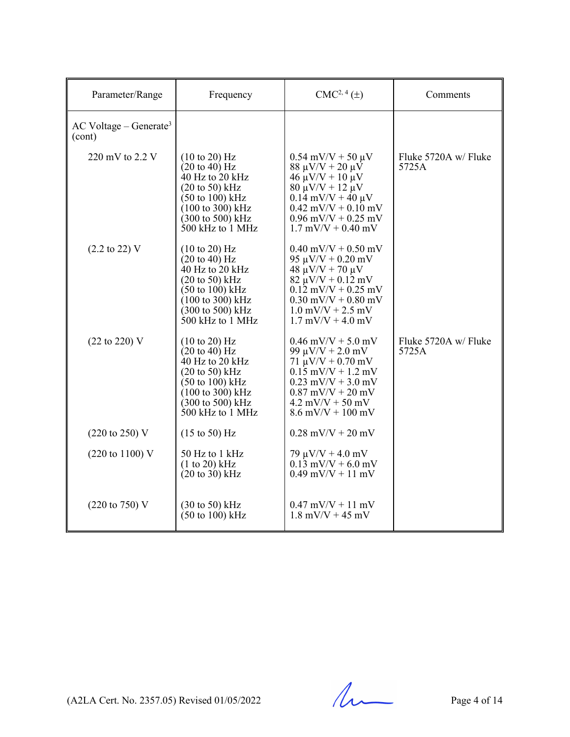| Parameter/Range | Frequency | CMC[2, 4] (±) | Comments |
|---|---|---|---|
| AC Voltage – Generate[3] (cont) | | | |
| 220 mV to 2.2 V | (10 to 20) Hz<br>(20 to 40) Hz<br>40 Hz to 20 kHz<br>(20 to 50) kHz<br>(50 to 100) kHz<br>(100 to 300) kHz<br>(300 to 500) kHz<br>500 kHz to 1 MHz | 0.54 mV/V + 50 µV<br>88 µV/V + 20 µV<br>46 µV/V + 10 µV<br>80 µV/V + 12 µV<br>0.14 mV/V + 40 µV<br>0.42 mV/V + 0.10 mV<br>0.96 mV/V + 0.25 mV<br>1.7 mV/V + 0.40 mV | Fluke 5720A w/ Fluke 5725A |
| (2.2 to 22) V | (10 to 20) Hz<br>(20 to 40) Hz<br>40 Hz to 20 kHz<br>(20 to 50) kHz<br>(50 to 100) kHz<br>(100 to 300) kHz<br>(300 to 500) kHz<br>500 kHz to 1 MHz | 0.40 mV/V + 0.50 mV<br>95 µV/V + 0.20 mV<br>48 µV/V + 70 µV<br>82 µV/V + 0.12 mV<br>0.12 mV/V + 0.25 mV<br>0.30 mV/V + 0.80 mV<br>1.0 mV/V + 2.5 mV<br>1.7 mV/V + 4.0 mV | |
| (22 to 220) V | (10 to 20) Hz<br>(20 to 40) Hz<br>40 Hz to 20 kHz<br>(20 to 50) kHz<br>(50 to 100) kHz<br>(100 to 300) kHz<br>(300 to 500) kHz<br>500 kHz to 1 MHz | 0.46 mV/V + 5.0 mV<br>99 µV/V + 2.0 mV<br>71 µV/V + 0.70 mV<br>0.15 mV/V + 1.2 mV<br>0.23 mV/V + 3.0 mV<br>0.87 mV/V + 20 mV<br>4.2 mV/V + 50 mV<br>8.6 mV/V + 100 mV | Fluke 5720A w/ Fluke 5725A |
| (220 to 250) V | (15 to 50) Hz | 0.28 mV/V + 20 mV | |
| (220 to 1100) V | 50 Hz to 1 kHz<br>(1 to 20) kHz<br>(20 to 30) kHz | 79 µV/V + 4.0 mV<br>0.13 mV/V + 6.0 mV<br>0.49 mV/V + 11 mV | |
| (220 to 750) V | (30 to 50) kHz<br>(50 to 100) kHz | 0.47 mV/V + 11 mV<br>1.8 mV/V + 45 mV | |

(A2LA Cert. No. 2357.05) Revised 01/05/2022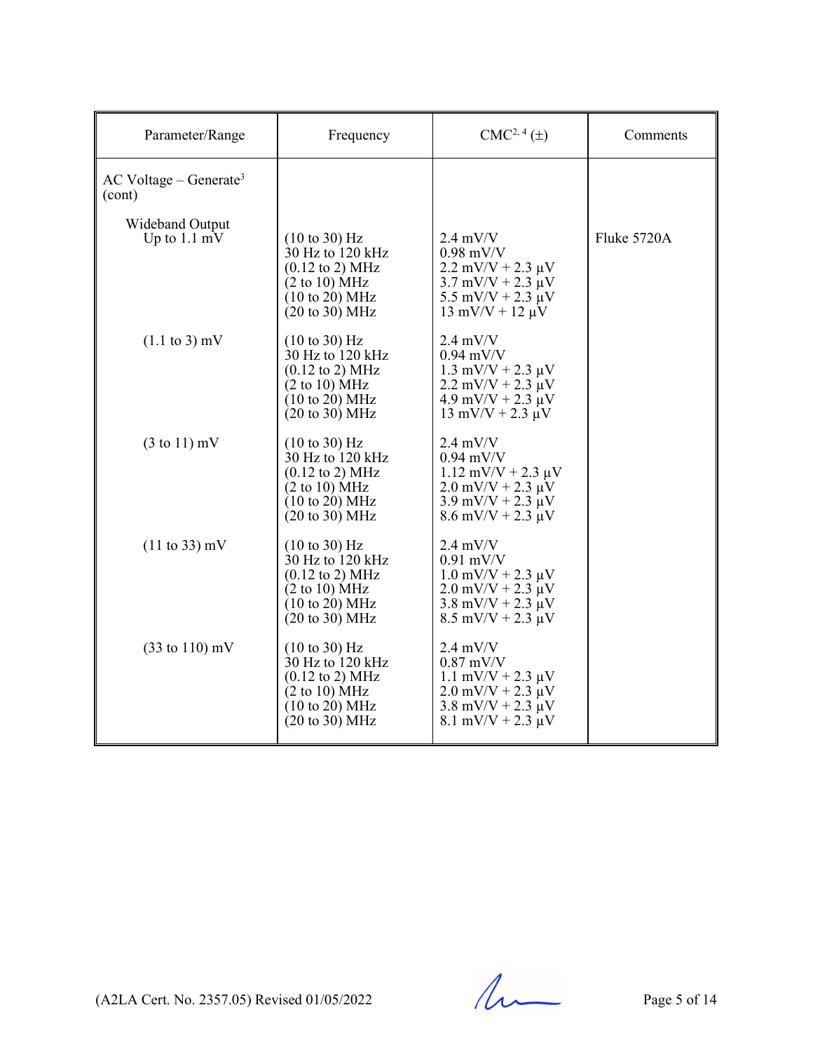| Parameter/Range | Frequency | CMC[2, 4] (±) | Comments |
|---|---|---|---|
| AC Voltage – Generate[3] (cont) | | | |
| Wideband Output Up to 1.1 mV | (10 to 30) Hz<br>30 Hz to 120 kHz<br>(0.12 to 2) MHz<br>(2 to 10) MHz<br>(10 to 20) MHz<br>(20 to 30) MHz | 2.4 mV/V<br>0.98 mV/V<br>2.2 mV/V + 2.3 µV<br>3.7 mV/V + 2.3 µV<br>5.5 mV/V + 2.3 µV<br>13 mV/V + 12 µV | Fluke 5720A |
| (1.1 to 3) mV | (10 to 30) Hz<br>30 Hz to 120 kHz<br>(0.12 to 2) MHz<br>(2 to 10) MHz<br>(10 to 20) MHz<br>(20 to 30) MHz | 2.4 mV/V<br>0.94 mV/V<br>1.3 mV/V + 2.3 µV<br>2.2 mV/V + 2.3 µV<br>4.9 mV/V + 2.3 µV<br>13 mV/V + 2.3 µV | |
| (3 to 11) mV | (10 to 30) Hz<br>30 Hz to 120 kHz<br>(0.12 to 2) MHz<br>(2 to 10) MHz<br>(10 to 20) MHz<br>(20 to 30) MHz | 2.4 mV/V<br>0.94 mV/V<br>1.12 mV/V + 2.3 µV<br>2.0 mV/V + 2.3 µV<br>3.9 mV/V + 2.3 µV<br>8.6 mV/V + 2.3 µV | |
| (11 to 33) mV | (10 to 30) Hz<br>30 Hz to 120 kHz<br>(0.12 to 2) MHz<br>(2 to 10) MHz<br>(10 to 20) MHz<br>(20 to 30) MHz | 2.4 mV/V<br>0.91 mV/V<br>1.0 mV/V + 2.3 µV<br>2.0 mV/V + 2.3 µV<br>3.8 mV/V + 2.3 µV<br>8.5 mV/V + 2.3 µV | |
| (33 to 110) mV | (10 to 30) Hz<br>30 Hz to 120 kHz<br>(0.12 to 2) MHz<br>(2 to 10) MHz<br>(10 to 20) MHz<br>(20 to 30) MHz | 2.4 mV/V<br>0.87 mV/V<br>1.1 mV/V + 2.3 µV<br>2.0 mV/V + 2.3 µV<br>3.8 mV/V + 2.3 µV<br>8.1 mV/V + 2.3 µV | |

(A2LA Cert. No. 2357.05) Revised 01/05/2022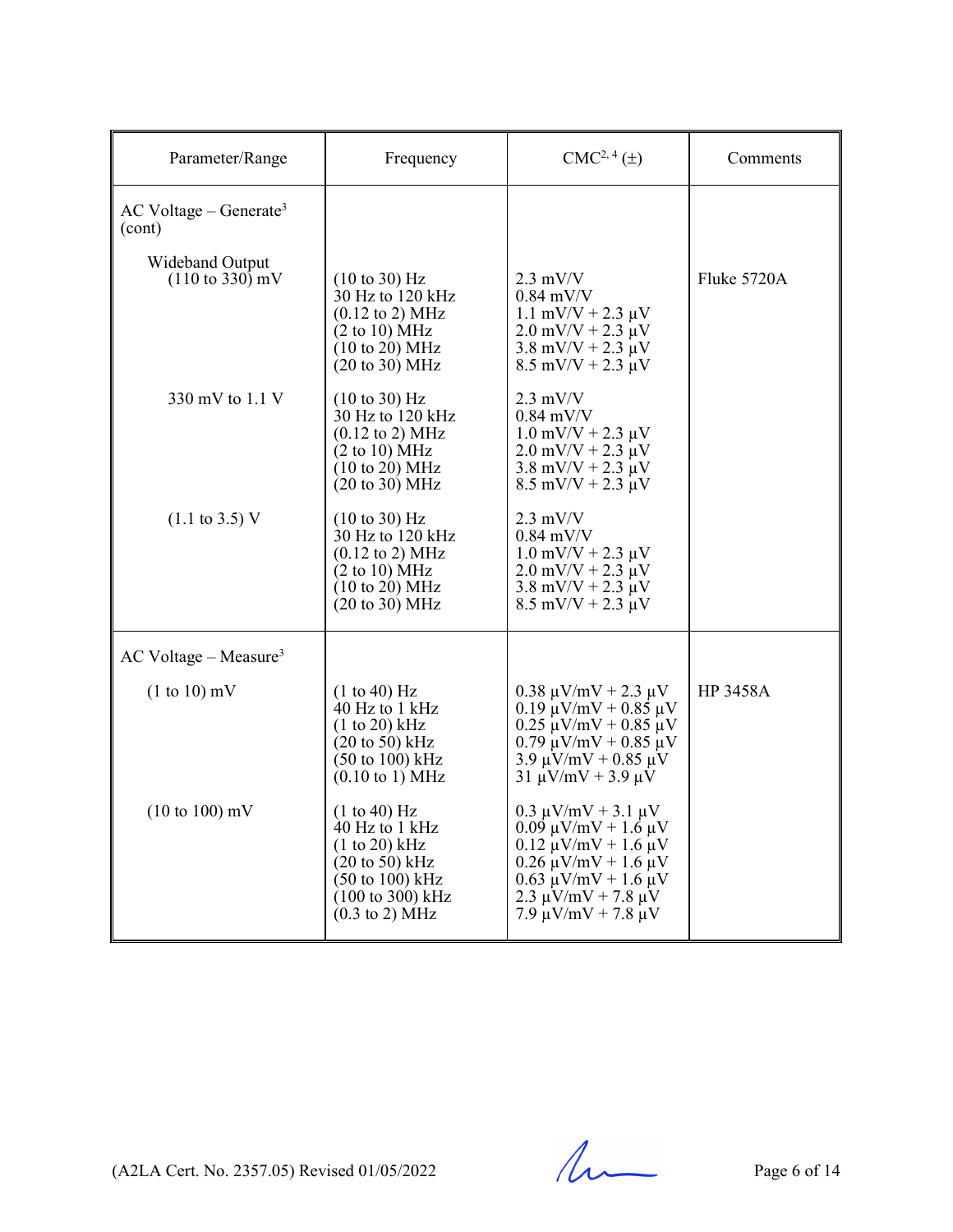| Parameter/Range | Frequency | CMC[2, 4] (±) | Comments |
|---|---|---|---|
| AC Voltage – Generate[3] (cont) | | | |
| Wideband Output (110 to 330) mV | (10 to 30) Hz | 2.3 mV/V | Fluke 5720A |
| | 30 Hz to 120 kHz | 0.84 mV/V | |
| | (0.12 to 2) MHz | 1.1 mV/V + 2.3 µV | |
| | (2 to 10) MHz | 2.0 mV/V + 2.3 µV | |
| | (10 to 20) MHz | 3.8 mV/V + 2.3 µV | |
| | (20 to 30) MHz | 8.5 mV/V + 2.3 µV | |
| 330 mV to 1.1 V | (10 to 30) Hz | 2.3 mV/V | |
| | 30 Hz to 120 kHz | 0.84 mV/V | |
| | (0.12 to 2) MHz | 1.0 mV/V + 2.3 µV | |
| | (2 to 10) MHz | 2.0 mV/V + 2.3 µV | |
| | (10 to 20) MHz | 3.8 mV/V + 2.3 µV | |
| | (20 to 30) MHz | 8.5 mV/V + 2.3 µV | |
| (1.1 to 3.5) V | (10 to 30) Hz | 2.3 mV/V | |
| | 30 Hz to 120 kHz | 0.84 mV/V | |
| | (0.12 to 2) MHz | 1.0 mV/V + 2.3 µV | |
| | (2 to 10) MHz | 2.0 mV/V + 2.3 µV | |
| | (10 to 20) MHz | 3.8 mV/V + 2.3 µV | |
| | (20 to 30) MHz | 8.5 mV/V + 2.3 µV | |
| AC Voltage – Measure[3] | | | |
| (1 to 10) mV | (1 to 40) Hz | 0.38 µV/mV + 2.3 µV | HP 3458A |
| | 40 Hz to 1 kHz | 0.19 µV/mV + 0.85 µV | |
| | (1 to 20) kHz | 0.25 µV/mV + 0.85 µV | |
| | (20 to 50) kHz | 0.79 µV/mV + 0.85 µV | |
| | (50 to 100) kHz | 3.9 µV/mV + 0.85 µV | |
| | (0.10 to 1) MHz | 31 µV/mV + 3.9 µV | |
| (10 to 100) mV | (1 to 40) Hz | 0.3 µV/mV + 3.1 µV | |
| | 40 Hz to 1 kHz | 0.09 µV/mV + 1.6 µV | |
| | (1 to 20) kHz | 0.12 µV/mV + 1.6 µV | |
| | (20 to 50) kHz | 0.26 µV/mV + 1.6 µV | |
| | (50 to 100) kHz | 0.63 µV/mV + 1.6 µV | |
| | (100 to 300) kHz | 2.3 µV/mV + 7.8 µV | |
| | (0.3 to 2) MHz | 7.9 µV/mV + 7.8 µV | |

(A2LA Cert. No. 2357.05) Revised 01/05/2022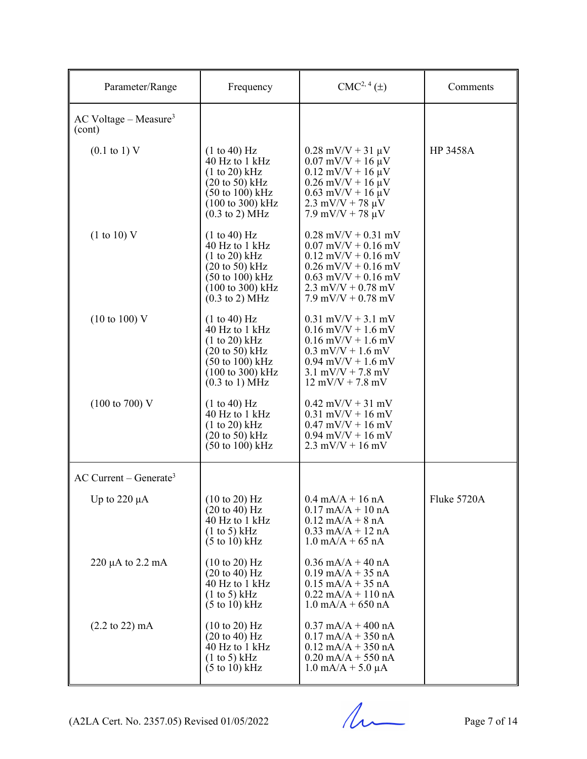| Parameter/Range | Frequency | CMC[2, 4] (±) | Comments |
|---|---|---|---|
| AC Voltage – Measure[3] (cont) | | | |
| (0.1 to 1) V | (1 to 40) Hz<br>40 Hz to 1 kHz<br>(1 to 20) kHz<br>(20 to 50) kHz<br>(50 to 100) kHz<br>(100 to 300) kHz<br>(0.3 to 2) MHz | 0.28 mV/V + 31 µV<br>0.07 mV/V + 16 µV<br>0.12 mV/V + 16 µV<br>0.26 mV/V + 16 µV<br>0.63 mV/V + 16 µV<br>2.3 mV/V + 78 µV<br>7.9 mV/V + 78 µV | HP 3458A |
| (1 to 10) V | (1 to 40) Hz<br>40 Hz to 1 kHz<br>(1 to 20) kHz<br>(20 to 50) kHz<br>(50 to 100) kHz<br>(100 to 300) kHz<br>(0.3 to 2) MHz | 0.28 mV/V + 0.31 mV<br>0.07 mV/V + 0.16 mV<br>0.12 mV/V + 0.16 mV<br>0.26 mV/V + 0.16 mV<br>0.63 mV/V + 0.16 mV<br>2.3 mV/V + 0.78 mV<br>7.9 mV/V + 0.78 mV | |
| (10 to 100) V | (1 to 40) Hz<br>40 Hz to 1 kHz<br>(1 to 20) kHz<br>(20 to 50) kHz<br>(50 to 100) kHz<br>(100 to 300) kHz<br>(0.3 to 1) MHz | 0.31 mV/V + 3.1 mV<br>0.16 mV/V + 1.6 mV<br>0.16 mV/V + 1.6 mV<br>0.3 mV/V + 1.6 mV<br>0.94 mV/V + 1.6 mV<br>3.1 mV/V + 7.8 mV<br>12 mV/V + 7.8 mV | |
| (100 to 700) V | (1 to 40) Hz<br>40 Hz to 1 kHz<br>(1 to 20) kHz<br>(20 to 50) kHz<br>(50 to 100) kHz | 0.42 mV/V + 31 mV<br>0.31 mV/V + 16 mV<br>0.47 mV/V + 16 mV<br>0.94 mV/V + 16 mV<br>2.3 mV/V + 16 mV | |
| AC Current – Generate[3] | | | |
| Up to 220 µA | (10 to 20) Hz<br>(20 to 40) Hz<br>40 Hz to 1 kHz<br>(1 to 5) kHz<br>(5 to 10) kHz | 0.4 mA/A + 16 nA<br>0.17 mA/A + 10 nA<br>0.12 mA/A + 8 nA<br>0.33 mA/A + 12 nA<br>1.0 mA/A + 65 nA | Fluke 5720A |
| 220 µA to 2.2 mA | (10 to 20) Hz<br>(20 to 40) Hz<br>40 Hz to 1 kHz<br>(1 to 5) kHz<br>(5 to 10) kHz | 0.36 mA/A + 40 nA<br>0.19 mA/A + 35 nA<br>0.15 mA/A + 35 nA<br>0.22 mA/A + 110 nA<br>1.0 mA/A + 650 nA | |
| (2.2 to 22) mA | (10 to 20) Hz<br>(20 to 40) Hz<br>40 Hz to 1 kHz<br>(1 to 5) kHz<br>(5 to 10) kHz | 0.37 mA/A + 400 nA<br>0.17 mA/A + 350 nA<br>0.12 mA/A + 350 nA<br>0.20 mA/A + 550 nA<br>1.0 mA/A + 5.0 µA | |

(A2LA Cert. No. 2357.05) Revised 01/05/2022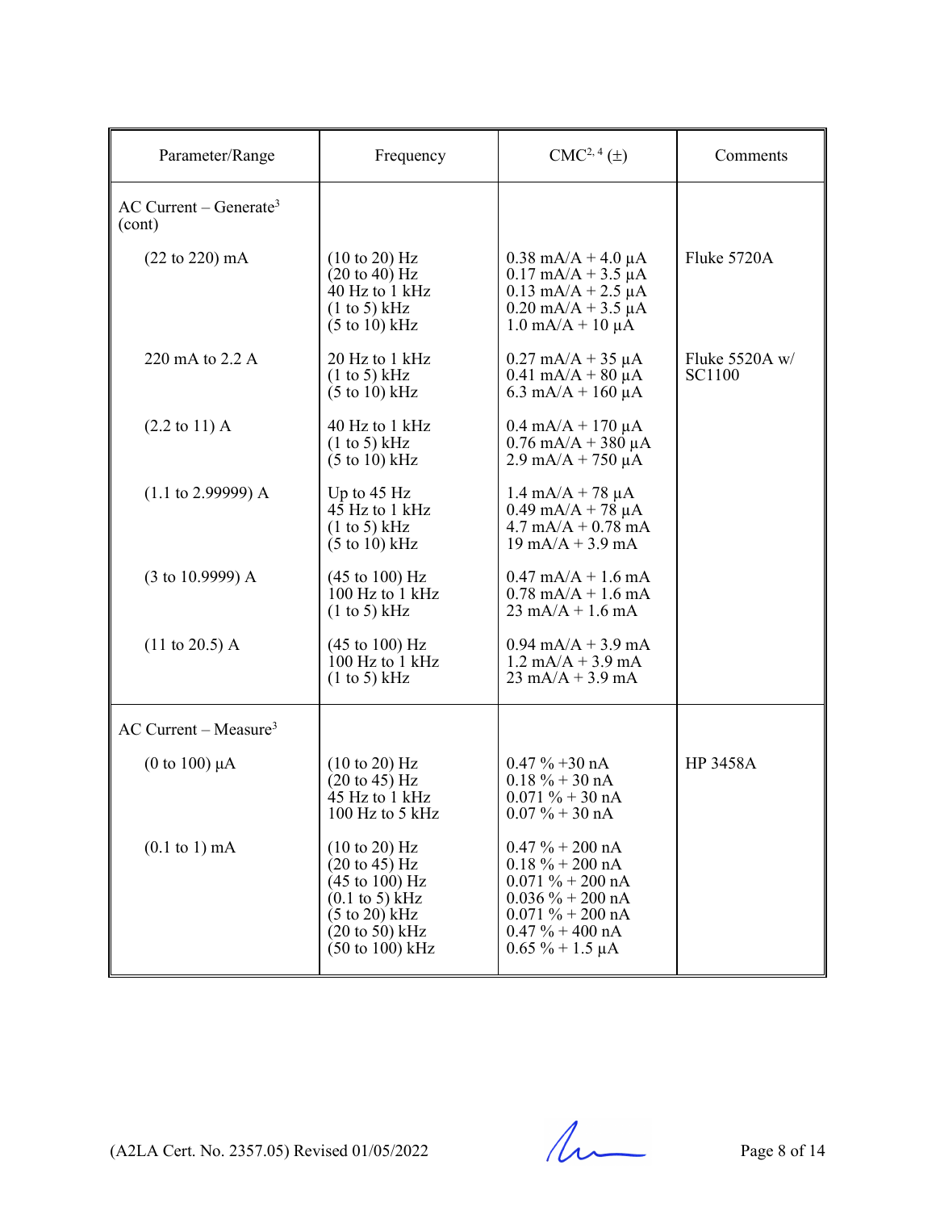| Parameter/Range | Frequency | CMC[2, 4] (±) | Comments |
|---|---|---|---|
| AC Current – Generate[3] (cont) | | | |
| (22 to 220) mA | (10 to 20) Hz<br>(20 to 40) Hz<br>40 Hz to 1 kHz<br>(1 to 5) kHz<br>(5 to 10) kHz | 0.38 mA/A + 4.0 µA<br>0.17 mA/A + 3.5 µA<br>0.13 mA/A + 2.5 µA<br>0.20 mA/A + 3.5 µA<br>1.0 mA/A + 10 µA | Fluke 5720A |
| 220 mA to 2.2 A | 20 Hz to 1 kHz<br>(1 to 5) kHz<br>(5 to 10) kHz | 0.27 mA/A + 35 µA<br>0.41 mA/A + 80 µA<br>6.3 mA/A + 160 µA | Fluke 5520A w/ SC1100 |
| (2.2 to 11) A | 40 Hz to 1 kHz<br>(1 to 5) kHz<br>(5 to 10) kHz | 0.4 mA/A + 170 µA<br>0.76 mA/A + 380 µA<br>2.9 mA/A + 750 µA | |
| (1.1 to 2.99999) A | Up to 45 Hz<br>45 Hz to 1 kHz<br>(1 to 5) kHz<br>(5 to 10) kHz | 1.4 mA/A + 78 µA<br>0.49 mA/A + 78 µA<br>4.7 mA/A + 0.78 mA<br>19 mA/A + 3.9 mA | |
| (3 to 10.9999) A | (45 to 100) Hz<br>100 Hz to 1 kHz<br>(1 to 5) kHz | 0.47 mA/A + 1.6 mA<br>0.78 mA/A + 1.6 mA<br>23 mA/A + 1.6 mA | |
| (11 to 20.5) A | (45 to 100) Hz<br>100 Hz to 1 kHz<br>(1 to 5) kHz | 0.94 mA/A + 3.9 mA<br>1.2 mA/A + 3.9 mA<br>23 mA/A + 3.9 mA | |
| AC Current – Measure[3] | | | |
| (0 to 100) µA | (10 to 20) Hz<br>(20 to 45) Hz<br>45 Hz to 1 kHz<br>100 Hz to 5 kHz | 0.47 % +30 nA<br>0.18 % + 30 nA<br>0.071 % + 30 nA<br>0.07 % + 30 nA | HP 3458A |
| (0.1 to 1) mA | (10 to 20) Hz<br>(20 to 45) Hz<br>(45 to 100) Hz<br>(0.1 to 5) kHz<br>(5 to 20) kHz<br>(20 to 50) kHz<br>(50 to 100) kHz | 0.47 % + 200 nA<br>0.18 % + 200 nA<br>0.071 % + 200 nA<br>0.036 % + 200 nA<br>0.071 % + 200 nA<br>0.47 % + 400 nA<br>0.65 % + 1.5 µA | |

(A2LA Cert. No. 2357.05) Revised 01/05/2022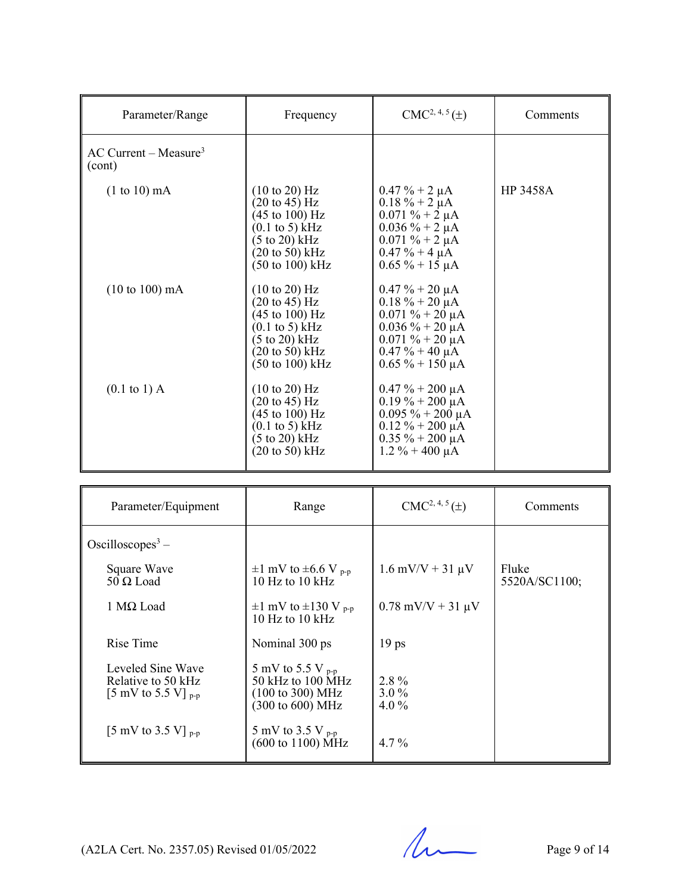| Parameter/Range | Frequency | CMC[2, 4, 5] (±) | Comments |
|---|---|---|---|
| AC Current – Measure[3] (cont) | | | |
| (1 to 10) mA | (10 to 20) Hz<br>(20 to 45) Hz<br>(45 to 100) Hz<br>(0.1 to 5) kHz<br>(5 to 20) kHz<br>(20 to 50) kHz<br>(50 to 100) kHz | 0.47 % + 2 µA<br>0.18 % + 2 µA<br>0.071 % + 2 µA<br>0.036 % + 2 µA<br>0.071 % + 2 µA<br>0.47 % + 4 µA<br>0.65 % + 15 µA | HP 3458A |
| (10 to 100) mA | (10 to 20) Hz<br>(20 to 45) Hz<br>(45 to 100) Hz<br>(0.1 to 5) kHz<br>(5 to 20) kHz<br>(20 to 50) kHz<br>(50 to 100) kHz | 0.47 % + 20 µA<br>0.18 % + 20 µA<br>0.071 % + 20 µA<br>0.036 % + 20 µA<br>0.071 % + 20 µA<br>0.47 % + 40 µA<br>0.65 % + 150 µA | |
| (0.1 to 1) A | (10 to 20) Hz<br>(20 to 45) Hz<br>(45 to 100) Hz<br>(0.1 to 5) kHz<br>(5 to 20) kHz<br>(20 to 50) kHz | 0.47 % + 200 µA<br>0.19 % + 200 µA<br>0.095 % + 200 µA<br>0.12 % + 200 µA<br>0.35 % + 200 µA<br>1.2 % + 400 µA | |

| Parameter/Equipment | Range | CMC[2, 4, 5] (±) | Comments |
|---|---|---|---|
| Oscilloscopes[3] – | | | |
| Square Wave<br>50 Ω Load | ±1 mV to ±6.6 V $_{p\text{-}p}$<br>10 Hz to 10 kHz | 1.6 mV/V + 31 µV | Fluke 5520A/SC1100; |
| 1 MΩ Load | ±1 mV to ±130 V $_{p\text{-}p}$<br>10 Hz to 10 kHz | 0.78 mV/V + 31 µV | |
| Rise Time | Nominal 300 ps | 19 ps | |
| Leveled Sine Wave<br>Relative to 50 kHz<br>[5 mV to 5.5 V] $_{p\text{-}p}$ | 5 mV to 5.5 V $_{p\text{-}p}$<br>50 kHz to 100 MHz<br>(100 to 300) MHz<br>(300 to 600) MHz | <br>2.8 %<br>3.0 %<br>4.0 % | |
| [5 mV to 3.5 V] $_{p\text{-}p}$ | 5 mV to 3.5 V $_{p\text{-}p}$<br>(600 to 1100) MHz | <br>4.7 % | |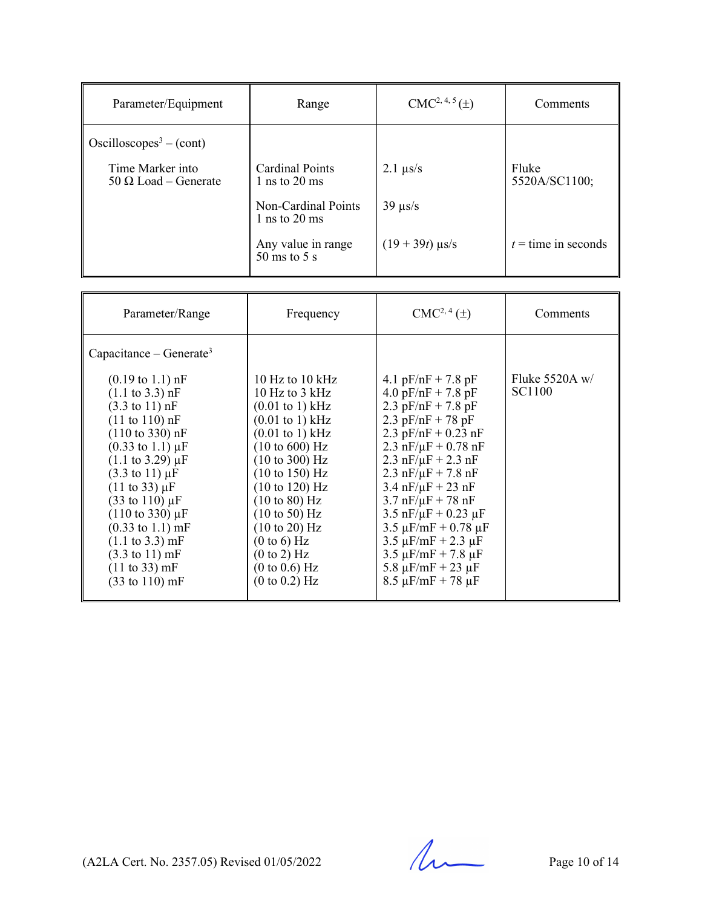| Parameter/Equipment | Range | CMC[2, 4, 5] (±) | Comments |
|---|---|---|---|
| Oscilloscopes[3] – (cont) | | | |
| Time Marker into 50 Ω Load – Generate | Cardinal Points 1 ns to 20 ms | 2.1 µs/s | Fluke 5520A/SC1100; |
| | Non-Cardinal Points 1 ns to 20 ms | 39 µs/s | |
| | Any value in range 50 ms to 5 s | $(19 + 39t)$ µs/s | $t$ = time in seconds |

| Parameter/Range | Frequency | CMC[2, 4] (±) | Comments |
|---|---|---|---|
| Capacitance – Generate[3] | | | |
| (0.19 to 1.1) nF | 10 Hz to 10 kHz | 4.1 pF/nF + 7.8 pF | Fluke 5520A w/ SC1100 |
| (1.1 to 3.3) nF | 10 Hz to 3 kHz | 4.0 pF/nF + 7.8 pF | |
| (3.3 to 11) nF | (0.01 to 1) kHz | 2.3 pF/nF + 7.8 pF | |
| (11 to 110) nF | (0.01 to 1) kHz | 2.3 pF/nF + 78 pF | |
| (110 to 330) nF | (0.01 to 1) kHz | 2.3 pF/nF + 0.23 nF | |
| (0.33 to 1.1) µF | (10 to 600) Hz | 2.3 nF/µF + 0.78 nF | |
| (1.1 to 3.29) µF | (10 to 300) Hz | 2.3 nF/µF + 2.3 nF | |
| (3.3 to 11) µF | (10 to 150) Hz | 2.3 nF/µF + 7.8 nF | |
| (11 to 33) µF | (10 to 120) Hz | 3.4 nF/µF + 23 nF | |
| (33 to 110) µF | (10 to 80) Hz | 3.7 nF/µF + 78 nF | |
| (110 to 330) µF | (10 to 50) Hz | 3.5 nF/µF + 0.23 µF | |
| (0.33 to 1.1) mF | (10 to 20) Hz | 3.5 µF/mF + 0.78 µF | |
| (1.1 to 3.3) mF | (0 to 6) Hz | 3.5 µF/mF + 2.3 µF | |
| (3.3 to 11) mF | (0 to 2) Hz | 3.5 µF/mF + 7.8 µF | |
| (11 to 33) mF | (0 to 0.6) Hz | 5.8 µF/mF + 23 µF | |
| (33 to 110) mF | (0 to 0.2) Hz | 8.5 µF/mF + 78 µF | |

(A2LA Cert. No. 2357.05) Revised 01/05/2022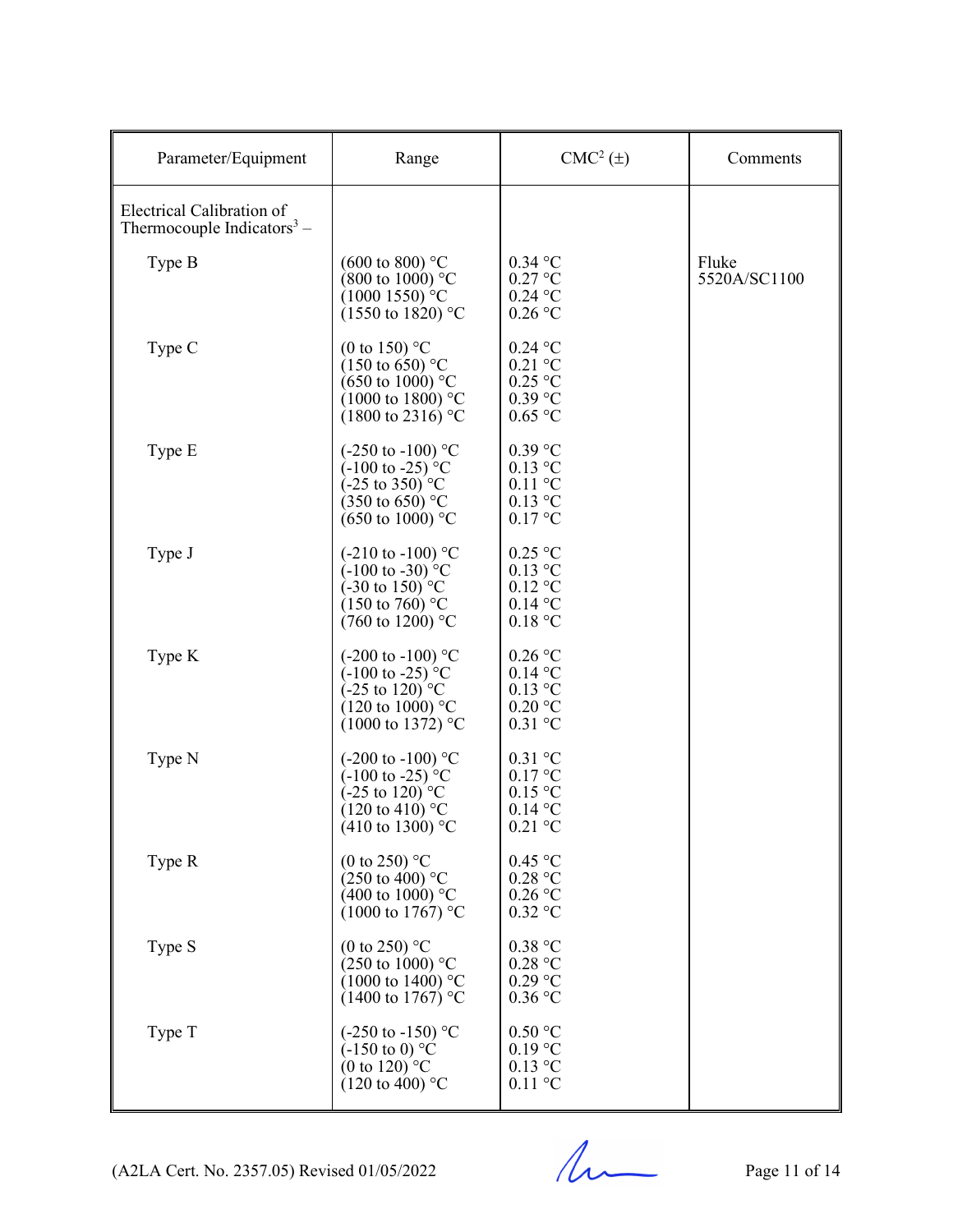| Parameter/Equipment | Range | CMC[2] (±) | Comments |
|---|---|---|---|
| Electrical Calibration of Thermocouple Indicators[3] – | | | |
| Type B | (600 to 800) °C<br>(800 to 1000) °C<br>(1000 1550) °C<br>(1550 to 1820) °C | 0.34 °C<br>0.27 °C<br>0.24 °C<br>0.26 °C | Fluke 5520A/SC1100 |
| Type C | (0 to 150) °C<br>(150 to 650) °C<br>(650 to 1000) °C<br>(1000 to 1800) °C<br>(1800 to 2316) °C | 0.24 °C<br>0.21 °C<br>0.25 °C<br>0.39 °C<br>0.65 °C | |
| Type E | (-250 to -100) °C<br>(-100 to -25) °C<br>(-25 to 350) °C<br>(350 to 650) °C<br>(650 to 1000) °C | 0.39 °C<br>0.13 °C<br>0.11 °C<br>0.13 °C<br>0.17 °C | |
| Type J | (-210 to -100) °C<br>(-100 to -30) °C<br>(-30 to 150) °C<br>(150 to 760) °C<br>(760 to 1200) °C | 0.25 °C<br>0.13 °C<br>0.12 °C<br>0.14 °C<br>0.18 °C | |
| Type K | (-200 to -100) °C<br>(-100 to -25) °C<br>(-25 to 120) °C<br>(120 to 1000) °C<br>(1000 to 1372) °C | 0.26 °C<br>0.14 °C<br>0.13 °C<br>0.20 °C<br>0.31 °C | |
| Type N | (-200 to -100) °C<br>(-100 to -25) °C<br>(-25 to 120) °C<br>(120 to 410) °C<br>(410 to 1300) °C | 0.31 °C<br>0.17 °C<br>0.15 °C<br>0.14 °C<br>0.21 °C | |
| Type R | (0 to 250) °C<br>(250 to 400) °C<br>(400 to 1000) °C<br>(1000 to 1767) °C | 0.45 °C<br>0.28 °C<br>0.26 °C<br>0.32 °C | |
| Type S | (0 to 250) °C<br>(250 to 1000) °C<br>(1000 to 1400) °C<br>(1400 to 1767) °C | 0.38 °C<br>0.28 °C<br>0.29 °C<br>0.36 °C | |
| Type T | (-250 to -150) °C<br>(-150 to 0) °C<br>(0 to 120) °C<br>(120 to 400) °C | 0.50 °C<br>0.19 °C<br>0.13 °C<br>0.11 °C | |

(A2LA Cert. No. 2357.05) Revised 01/05/2022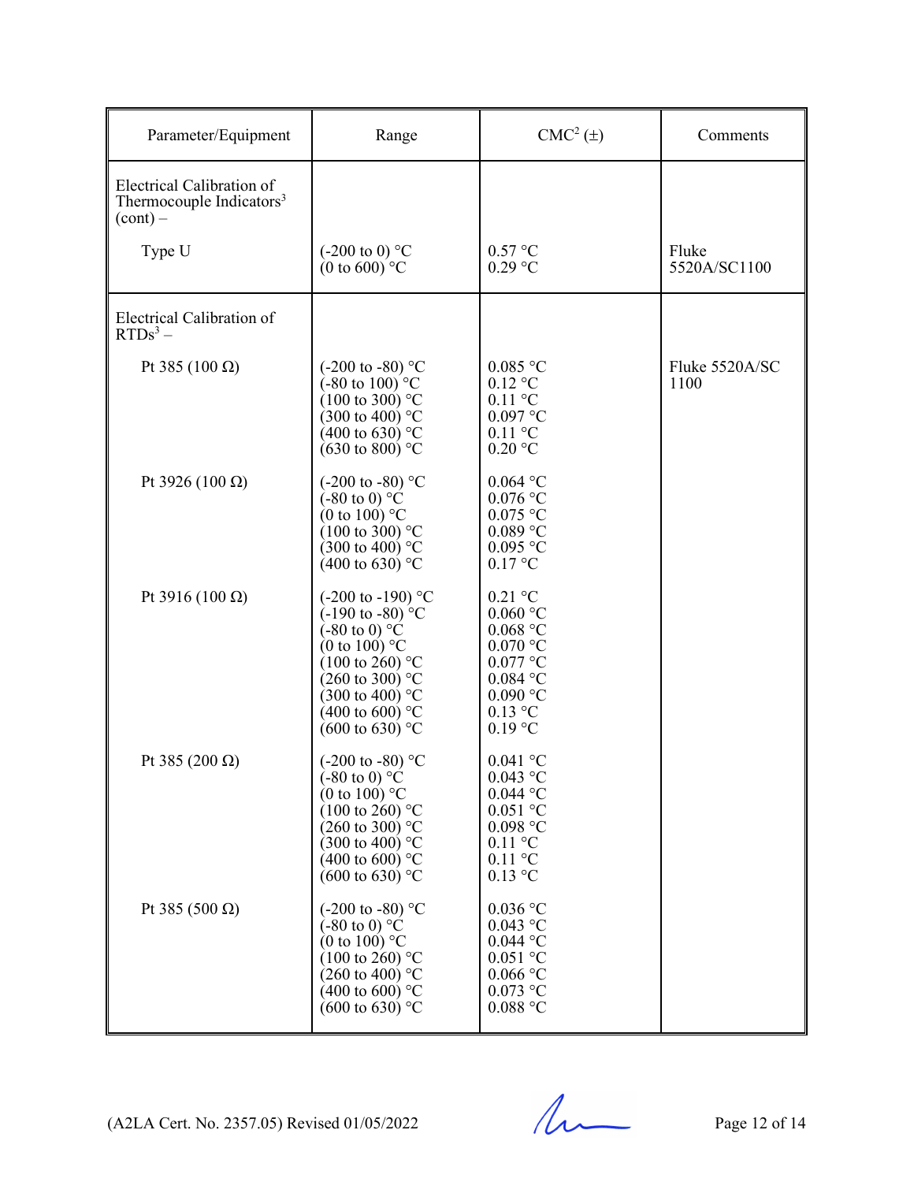| Parameter/Equipment | Range | CMC[2] (±) | Comments |
|---|---|---|---|
| Electrical Calibration of Thermocouple Indicators[3] (cont) – | | | |
| Type U | (-200 to 0) °C<br>(0 to 600) °C | 0.57 °C<br>0.29 °C | Fluke 5520A/SC1100 |
| Electrical Calibration of RTDs[3] – | | | |
| Pt 385 (100 Ω) | (-200 to -80) °C<br>(-80 to 100) °C<br>(100 to 300) °C<br>(300 to 400) °C<br>(400 to 630) °C<br>(630 to 800) °C | 0.085 °C<br>0.12 °C<br>0.11 °C<br>0.097 °C<br>0.11 °C<br>0.20 °C | Fluke 5520A/SC 1100 |
| Pt 3926 (100 Ω) | (-200 to -80) °C<br>(-80 to 0) °C<br>(0 to 100) °C<br>(100 to 300) °C<br>(300 to 400) °C<br>(400 to 630) °C | 0.064 °C<br>0.076 °C<br>0.075 °C<br>0.089 °C<br>0.095 °C<br>0.17 °C | |
| Pt 3916 (100 Ω) | (-200 to -190) °C<br>(-190 to -80) °C<br>(-80 to 0) °C<br>(0 to 100) °C<br>(100 to 260) °C<br>(260 to 300) °C<br>(300 to 400) °C<br>(400 to 600) °C<br>(600 to 630) °C | 0.21 °C<br>0.060 °C<br>0.068 °C<br>0.070 °C<br>0.077 °C<br>0.084 °C<br>0.090 °C<br>0.13 °C<br>0.19 °C | |
| Pt 385 (200 Ω) | (-200 to -80) °C<br>(-80 to 0) °C<br>(0 to 100) °C<br>(100 to 260) °C<br>(260 to 300) °C<br>(300 to 400) °C<br>(400 to 600) °C<br>(600 to 630) °C | 0.041 °C<br>0.043 °C<br>0.044 °C<br>0.051 °C<br>0.098 °C<br>0.11 °C<br>0.11 °C<br>0.13 °C | |
| Pt 385 (500 Ω) | (-200 to -80) °C<br>(-80 to 0) °C<br>(0 to 100) °C<br>(100 to 260) °C<br>(260 to 400) °C<br>(400 to 600) °C<br>(600 to 630) °C | 0.036 °C<br>0.043 °C<br>0.044 °C<br>0.051 °C<br>0.066 °C<br>0.073 °C<br>0.088 °C | |

(A2LA Cert. No. 2357.05) Revised 01/05/2022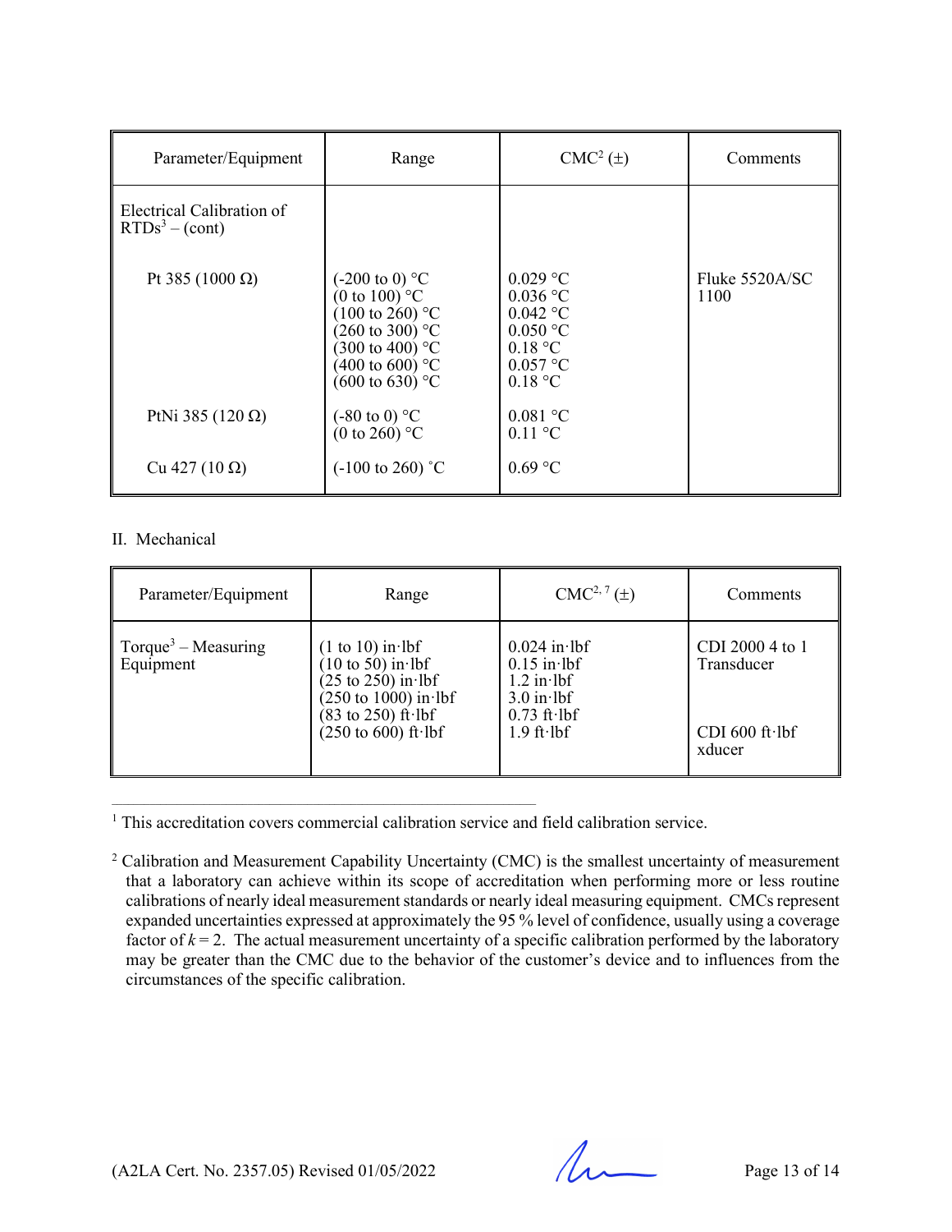| Parameter/Equipment | Range | CMC[2] (±) | Comments |
|---|---|---|---|
| Electrical Calibration of RTDs[3] – (cont) | | | |
| Pt 385 (1000 Ω) | (-200 to 0) °C<br>(0 to 100) °C<br>(100 to 260) °C<br>(260 to 300) °C<br>(300 to 400) °C<br>(400 to 600) °C<br>(600 to 630) °C | 0.029 °C<br>0.036 °C<br>0.042 °C<br>0.050 °C<br>0.18 °C<br>0.057 °C<br>0.18 °C | Fluke 5520A/SC 1100 |
| PtNi 385 (120 Ω) | (-80 to 0) °C<br>(0 to 260) °C | 0.081 °C<br>0.11 °C | |
| Cu 427 (10 Ω) | (-100 to 260) °C | 0.69 °C | |

II. Mechanical

| Parameter/Equipment | Range | CMC[2, 7] (±) | Comments |
|---|---|---|---|
| Torque[3] – Measuring Equipment | (1 to 10) in·lbf<br>(10 to 50) in·lbf<br>(25 to 250) in·lbf<br>(250 to 1000) in·lbf | 0.024 in·lbf<br>0.15 in·lbf<br>1.2 in·lbf<br>3.0 in·lbf | CDI 2000 4 to 1 Transducer |
| | (83 to 250) ft·lbf<br>(250 to 600) ft·lbf | 0.73 ft·lbf<br>1.9 ft·lbf | CDI 600 ft·lbf xducer |

---

[1] This accreditation covers commercial calibration service and field calibration service.

[2] Calibration and Measurement Capability Uncertainty (CMC) is the smallest uncertainty of measurement that a laboratory can achieve within its scope of accreditation when performing more or less routine calibrations of nearly ideal measurement standards or nearly ideal measuring equipment. CMCs represent expanded uncertainties expressed at approximately the 95 % level of confidence, usually using a coverage factor of $k = 2$. The actual measurement uncertainty of a specific calibration performed by the laboratory may be greater than the CMC due to the behavior of the customer's device and to influences from the circumstances of the specific calibration.

(A2LA Cert. No. 2357.05) Revised 01/05/2022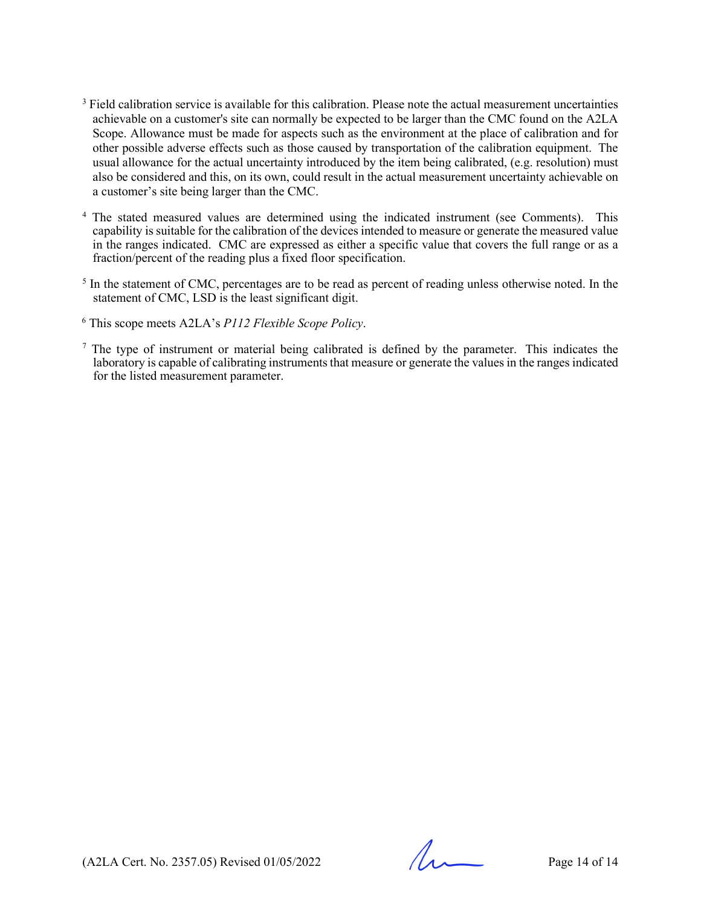[3] Field calibration service is available for this calibration. Please note the actual measurement uncertainties achievable on a customer's site can normally be expected to be larger than the CMC found on the A2LA Scope. Allowance must be made for aspects such as the environment at the place of calibration and for other possible adverse effects such as those caused by transportation of the calibration equipment. The usual allowance for the actual uncertainty introduced by the item being calibrated, (e.g. resolution) must also be considered and this, on its own, could result in the actual measurement uncertainty achievable on a customer's site being larger than the CMC.

[4] The stated measured values are determined using the indicated instrument (see Comments). This capability is suitable for the calibration of the devices intended to measure or generate the measured value in the ranges indicated. CMC are expressed as either a specific value that covers the full range or as a fraction/percent of the reading plus a fixed floor specification.

[5] In the statement of CMC, percentages are to be read as percent of reading unless otherwise noted. In the statement of CMC, LSD is the least significant digit.

[6] This scope meets A2LA's *P112 Flexible Scope Policy*.

[7] The type of instrument or material being calibrated is defined by the parameter. This indicates the laboratory is capable of calibrating instruments that measure or generate the values in the ranges indicated for the listed measurement parameter.

(A2LA Cert. No. 2357.05) Revised 01/05/2022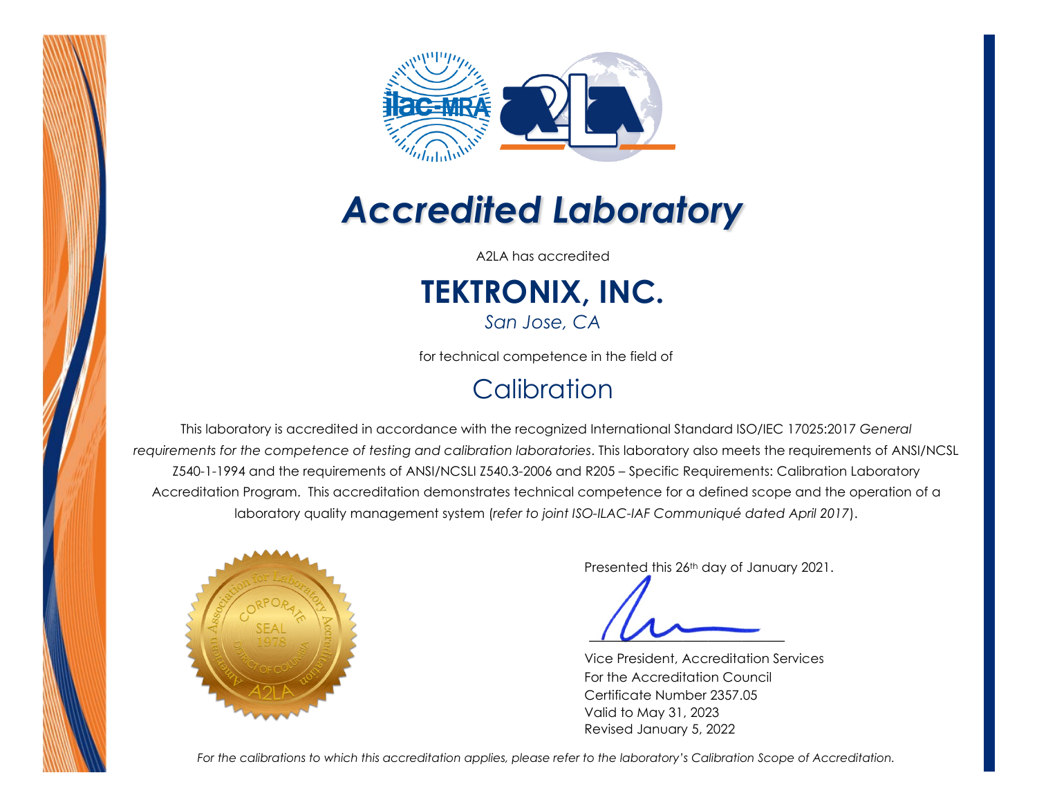# Accredited Laboratory

A2LA has accredited

## TEKTRONIX, INC.

*San Jose, CA*

for technical competence in the field of

## Calibration

This laboratory is accredited in accordance with the recognized International Standard ISO/IEC 17025:2017 *General requirements for the competence of testing and calibration laboratories*. This laboratory also meets the requirements of ANSI/NCSL Z540-1-1994 and the requirements of ANSI/NCSLI Z540.3-2006 and R205 – Specific Requirements: Calibration Laboratory Accreditation Program. This accreditation demonstrates technical competence for a defined scope and the operation of a laboratory quality management system (*refer to joint ISO-ILAC-IAF Communiqué dated April 2017*).

Presented this 26th day of January 2021.

Vice President, Accreditation Services
For the Accreditation Council
Certificate Number 2357.05
Valid to May 31, 2023
Revised January 5, 2022

*For the calibrations to which this accreditation applies, please refer to the laboratory's Calibration Scope of Accreditation.*